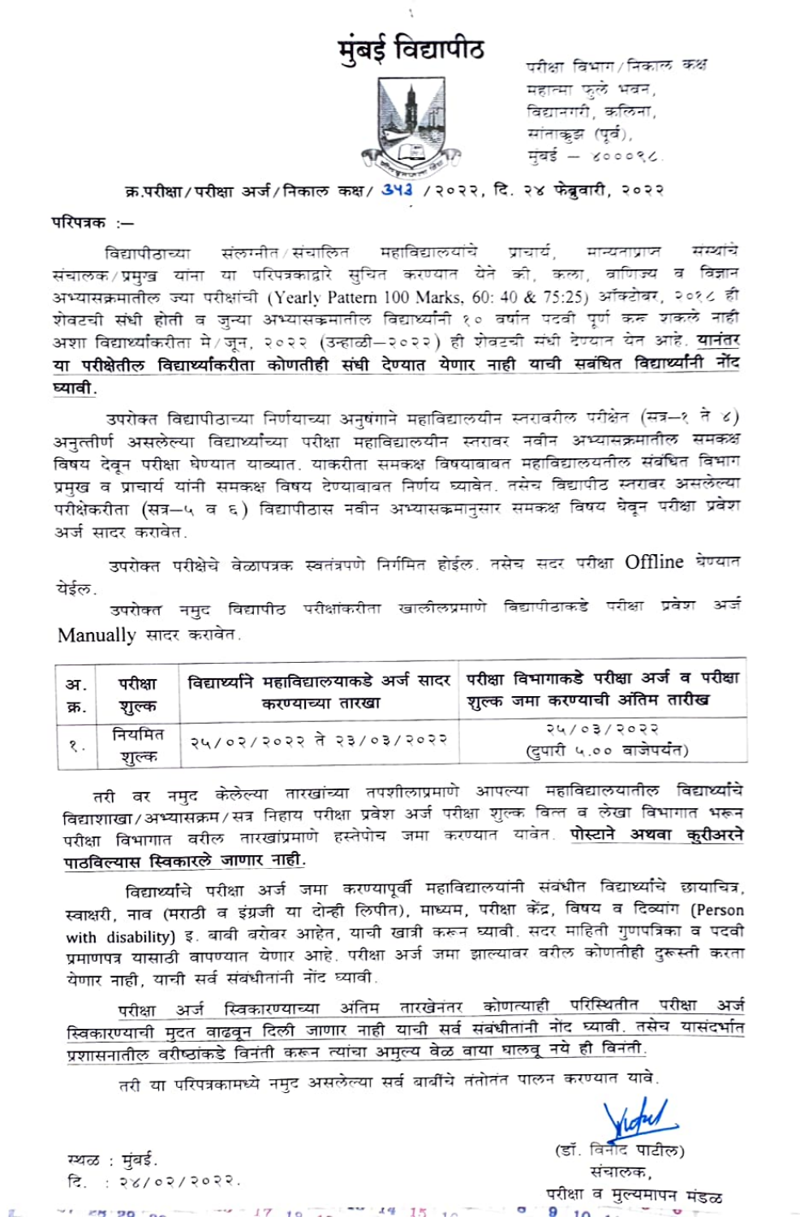# मुंबई विद्यापीठ

परीक्षा विभाग / निकाल कक्ष
महात्मा फुले भवन,
विद्यानगरी, कलिना,
सांताक्रुझ (पूर्व),
मुंबई – ४०००९८.

**क्र.परीक्षा / परीक्षा अर्ज / निकाल कक्ष / ३५३ / २०२२, दि. २४ फेब्रुवारी, २०२२**

**परिपत्रक :—**

विद्यापीठाच्या संलग्नीत / संचालित महाविद्यालयांचे प्राचार्य, मान्यताप्राप्त संस्थांचे संचालक / प्रमुख यांना या परिपत्रकाद्वारे सुचित करण्यात येते की, कला, वाणिज्य व विज्ञान अभ्यासक्रमातील ज्या परीक्षांची (Yearly Pattern 100 Marks, 60: 40 & 75:25) ऑक्टोबर, २०१८ ही शेवटची संधी होती व जुन्या अभ्यासक्रमातील विद्यार्थ्यांनी १० वर्षात पदवी पूर्ण करु शकले नाही अशा विद्यार्थ्यांकरीता मे / जून, २०२२ (उन्हाळी–२०२२) ही शेवटची संधी देण्यात येत आहे. **यानंतर या परीक्षेतील विद्यार्थ्यांकरीता कोणतीही संधी देण्यात येणार नाही याची सबंधित विद्यार्थ्यांनी नोंद घ्यावी.**

उपरोक्त विद्यापीठाच्या निर्णयाच्या अनुषंगाने महाविद्यालयीन स्तरावरील परीक्षेत (सत्र–१ ते ४) अनुत्तीर्ण असलेल्या विद्यार्थ्यांच्या परीक्षा महाविद्यालयीन स्तरावर नवीन अभ्यासक्रमातील समकक्ष विषय देवून परीक्षा घेण्यात याव्यात. याकरीता समकक्ष विषयाबाबत महाविद्यालयतील संबंधित विभाग प्रमुख व प्राचार्य यांनी समकक्ष विषय देण्याबाबत निर्णय घ्यावेत. तसेच विद्यापीठ स्तरावर असलेल्या परीक्षेकरीता (सत्र–५ व ६) विद्यापीठास नवीन अभ्यासक्रमानुसार समकक्ष विषय घेवून परीक्षा प्रवेश अर्ज सादर करावेत.

उपरोक्त परीक्षेचे वेळापत्रक स्वतंत्रपणे निर्गमित होईल. तसेच सदर परीक्षा Offline घेण्यात येईल.

उपरोक्त नमुद विद्यापीठ परीक्षांकरीता खालीलप्रमाणे विद्यापीठाकडे परीक्षा प्रवेश अर्ज Manually सादर करावेत.

| अ. क्र. | परीक्षा शुल्क | विद्यार्थ्यांनी महाविद्यालयाकडे अर्ज सादर करण्याच्या तारखा | परीक्षा विभागाकडे परीक्षा अर्ज व परीक्षा शुल्क जमा करण्याची अंतिम तारीख |
|---|---|---|---|
| १. | नियमित शुल्क | २५/०२/२०२२ ते २३/०३/२०२२ | २५/०३/२०२२ (दुपारी ५.०० वाजेपर्यंत) |

तरी वर नमुद केलेल्या तारखांच्या तपशीलाप्रमाणे आपल्या महाविद्यालयातील विद्यार्थ्यांचे विद्याशाखा / अभ्यासक्रम / सत्र निहाय परीक्षा प्रवेश अर्ज परीक्षा शुल्क वित्त व लेखा विभागात भरून परीक्षा विभागात वरील तारखांप्रमाणे हस्तेपोच जमा करण्यात यावेत. **पोस्टाने अथवा कुरीअरने पाठविल्यास स्विकारले जाणार नाही.**

विद्यार्थ्यांचे परीक्षा अर्ज जमा करण्यापूर्वी महाविद्यालयांनी संबंधीत विद्यार्थ्यांचे छायाचित्र, स्वाक्षरी, नाव (मराठी व इंग्रजी या दोन्ही लिपीत), माध्यम, परीक्षा केंद्र, विषय व दिव्यांग (Person with disability) इ. बाबी बरोबर आहेत, याची खात्री करून घ्यावी. सदर माहिती गुणपत्रिका व पदवी प्रमाणपत्र यासाठी वापरण्यात येणार आहे. परीक्षा अर्ज जमा झाल्यावर वरील कोणतीही दुरुस्ती करता येणार नाही, याची सर्व संबंधीतांनी नोंद घ्यावी.

परीक्षा अर्ज स्विकारण्याच्या अंतिम तारखेनंतर कोणत्याही परिस्थितीत परीक्षा अर्ज स्विकारण्याची मुदत वाढवून दिली जाणार नाही याची सर्व संबंधीतांनी नोंद घ्यावी. तसेच यासंदर्भात प्रशासनातील वरीष्ठांकडे विनंती करून त्यांचा अमुल्य वेळ वाया घालवू नये ही विनंती.

तरी या परिपत्रकामध्ये नमुद असलेल्या सर्व बाबींचे तंतोतंत पालन करण्यात यावे.

(डॉ. विनोद पाटील)
संचालक,
परीक्षा व मुल्यमापन मंडळ

स्थळ : मुंबई.
दि. : २४/०२/२०२२.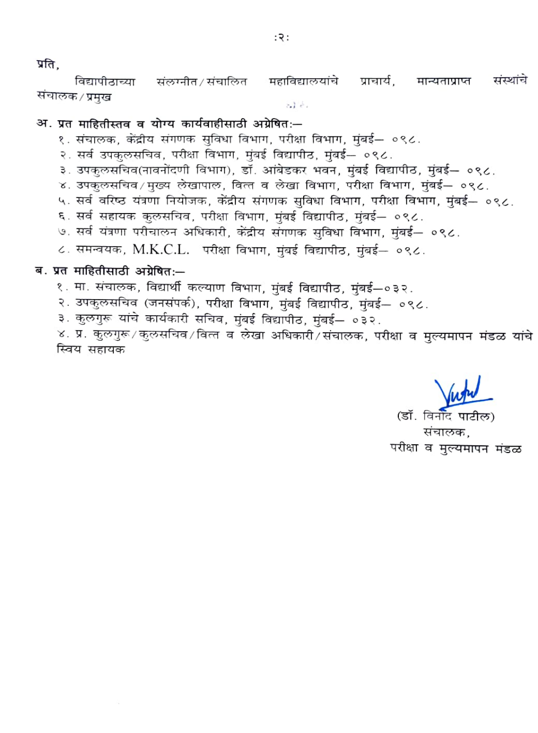प्रति,

विद्यापीठाच्या संलग्नीत/संचालित महाविद्यालयांचे प्राचार्य, मान्यताप्राप्त संस्थांचे संचालक/प्रमुख

**अ. प्रत माहितीस्तव व योग्य कार्यवाहीसाठी अग्रेषित:—**

१. संचालक, केंद्रीय संगणक सुविधा विभाग, परीक्षा विभाग, मुंबई— ०९८.
२. सर्व उपकुलसचिव, परीक्षा विभाग, मुंबई विद्यापीठ, मुंबई— ०९८.
३. उपकुलसचिव(नावनोंदणी विभाग), डॉ. आंबेडकर भवन, मुंबई विद्यापीठ, मुंबई— ०९८.
४. उपकुलसचिव/मुख्य लेखापाल, वित्त व लेखा विभाग, परीक्षा विभाग, मुंबई— ०९८.
५. सर्व वरिष्ठ यंत्रणा नियोजक, केंद्रीय संगणक सुविधा विभाग, परीक्षा विभाग, मुंबई— ०९८.
६. सर्व सहायक कुलसचिव, परीक्षा विभाग, मुंबई विद्यापीठ, मुंबई— ०९८.
७. सर्व यंत्रणा परीचालन अधिकारी, केंद्रीय संगणक सुविधा विभाग, मुंबई— ०९८.
८. समन्वयक, M.K.C.L. परीक्षा विभाग, मुंबई विद्यापीठ, मुंबई— ०९८.

**ब. प्रत माहितीसाठी अग्रेषित:—**

१. मा. संचालक, विद्यार्थी कल्याण विभाग, मुंबई विद्यापीठ, मुंबई—०३२.
२. उपकुलसचिव (जनसंपर्क), परीक्षा विभाग, मुंबई विद्यापीठ, मुंबई— ०९८.
३. कुलगुरू यांचे कार्यकारी सचिव, मुंबई विद्यापीठ, मुंबई— ०३२.
४. प्र. कुलगुरू/कुलसचिव/वित्त व लेखा अधिकारी/संचालक, परीक्षा व मुल्यमापन मंडळ यांचे स्विय सहायक

(डॉ. विनोद पाटील)
संचालक,
परीक्षा व मुल्यमापन मंडळ